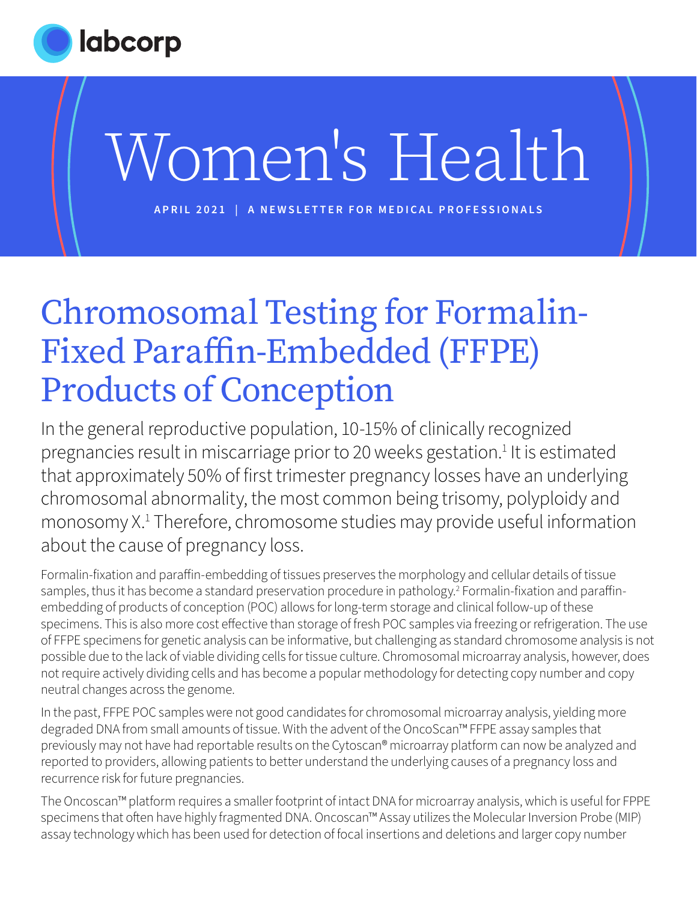labcorp

# Women's Health

APRIL 2021 | A NEWSLETTER FOR MEDICAL PROFESSIONALS

## Chromosomal Testing for Formalin-Fixed Paraffin-Embedded (FFPE) Products of Conception

In the general reproductive population, 10-15% of clinically recognized pregnancies result in miscarriage prior to 20 weeks gestation.[1] It is estimated that approximately 50% of first trimester pregnancy losses have an underlying chromosomal abnormality, the most common being trisomy, polyploidy and monosomy X.[1] Therefore, chromosome studies may provide useful information about the cause of pregnancy loss.

Formalin-fixation and paraffin-embedding of tissues preserves the morphology and cellular details of tissue samples, thus it has become a standard preservation procedure in pathology.[2] Formalin-fixation and paraffin-embedding of products of conception (POC) allows for long-term storage and clinical follow-up of these specimens. This is also more cost effective than storage of fresh POC samples via freezing or refrigeration. The use of FFPE specimens for genetic analysis can be informative, but challenging as standard chromosome analysis is not possible due to the lack of viable dividing cells for tissue culture. Chromosomal microarray analysis, however, does not require actively dividing cells and has become a popular methodology for detecting copy number and copy neutral changes across the genome.

In the past, FFPE POC samples were not good candidates for chromosomal microarray analysis, yielding more degraded DNA from small amounts of tissue. With the advent of the OncoScan™ FFPE assay samples that previously may not have had reportable results on the Cytoscan® microarray platform can now be analyzed and reported to providers, allowing patients to better understand the underlying causes of a pregnancy loss and recurrence risk for future pregnancies.

The Oncoscan™ platform requires a smaller footprint of intact DNA for microarray analysis, which is useful for FPPE specimens that often have highly fragmented DNA. Oncoscan™ Assay utilizes the Molecular Inversion Probe (MIP) assay technology which has been used for detection of focal insertions and deletions and larger copy number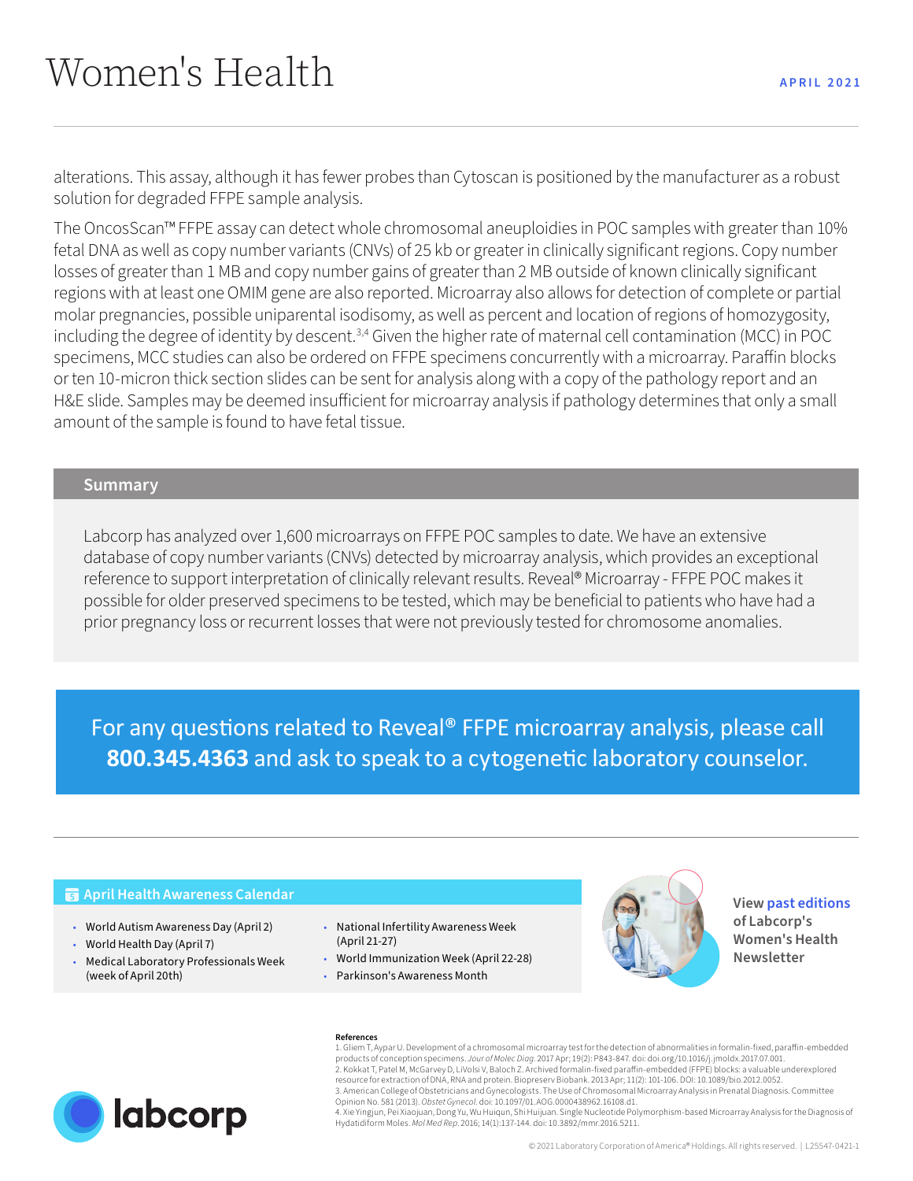alterations. This assay, although it has fewer probes than Cytoscan is positioned by the manufacturer as a robust solution for degraded FFPE sample analysis.

The OncosScan™ FFPE assay can detect whole chromosomal aneuploidies in POC samples with greater than 10% fetal DNA as well as copy number variants (CNVs) of 25 kb or greater in clinically significant regions. Copy number losses of greater than 1 MB and copy number gains of greater than 2 MB outside of known clinically significant regions with at least one OMIM gene are also reported. Microarray also allows for detection of complete or partial molar pregnancies, possible uniparental isodisomy, as well as percent and location of regions of homozygosity, including the degree of identity by descent.[3,4] Given the higher rate of maternal cell contamination (MCC) in POC specimens, MCC studies can also be ordered on FFPE specimens concurrently with a microarray. Paraffin blocks or ten 10-micron thick section slides can be sent for analysis along with a copy of the pathology report and an H&E slide. Samples may be deemed insufficient for microarray analysis if pathology determines that only a small amount of the sample is found to have fetal tissue.

## Summary

Labcorp has analyzed over 1,600 microarrays on FFPE POC samples to date. We have an extensive database of copy number variants (CNVs) detected by microarray analysis, which provides an exceptional reference to support interpretation of clinically relevant results. Reveal® Microarray - FFPE POC makes it possible for older preserved specimens to be tested, which may be beneficial to patients who have had a prior pregnancy loss or recurrent losses that were not previously tested for chromosome anomalies.

For any questions related to Reveal® FFPE microarray analysis, please call **800.345.4363** and ask to speak to a cytogenetic laboratory counselor.

### April Health Awareness Calendar

- World Autism Awareness Day (April 2)
- World Health Day (April 7)
- Medical Laboratory Professionals Week (week of April 20th)
- National Infertility Awareness Week (April 21-27)
- World Immunization Week (April 22-28)
- Parkinson's Awareness Month

View past editions of Labcorp's Women's Health Newsletter

labcorp

**References**

1. Gliem T, Aypar U. Development of a chromosomal microarray test for the detection of abnormalities in formalin-fixed, paraffin-embedded products of conception specimens. *Jour of Molec Diag*. 2017 Apr; 19(2): P843-847. doi: doi.org/10.1016/j.jmoldx.2017.07.001.
2. Kokkat T, Patel M, McGarvey D, LiVolsi V, Baloch Z. Archived formalin-fixed paraffin-embedded (FFPE) blocks: a valuable underexplored resource for extraction of DNA, RNA and protein. Biopreserv Biobank. 2013 Apr; 11(2): 101-106. DOI: 10.1089/bio.2012.0052.
3. American College of Obstetricians and Gynecologists. The Use of Chromosomal Microarray Analysis in Prenatal Diagnosis. Committee Opinion No. 581 (2013). *Obstet Gynecol*. doi: 10.1097/01.AOG.0000438962.16108.d1.
4. Xie Yingjun, Pei Xiaojuan, Dong Yu, Wu Huiqun, Shi Huijuan. Single Nucleotide Polymorphism-based Microarray Analysis for the Diagnosis of Hydatidiform Moles. *Mol Med Rep*. 2016; 14(1):137-144. doi: 10.3892/mmr.2016.5211.

© 2021 Laboratory Corporation of America® Holdings. All rights reserved. | L25547-0421-1